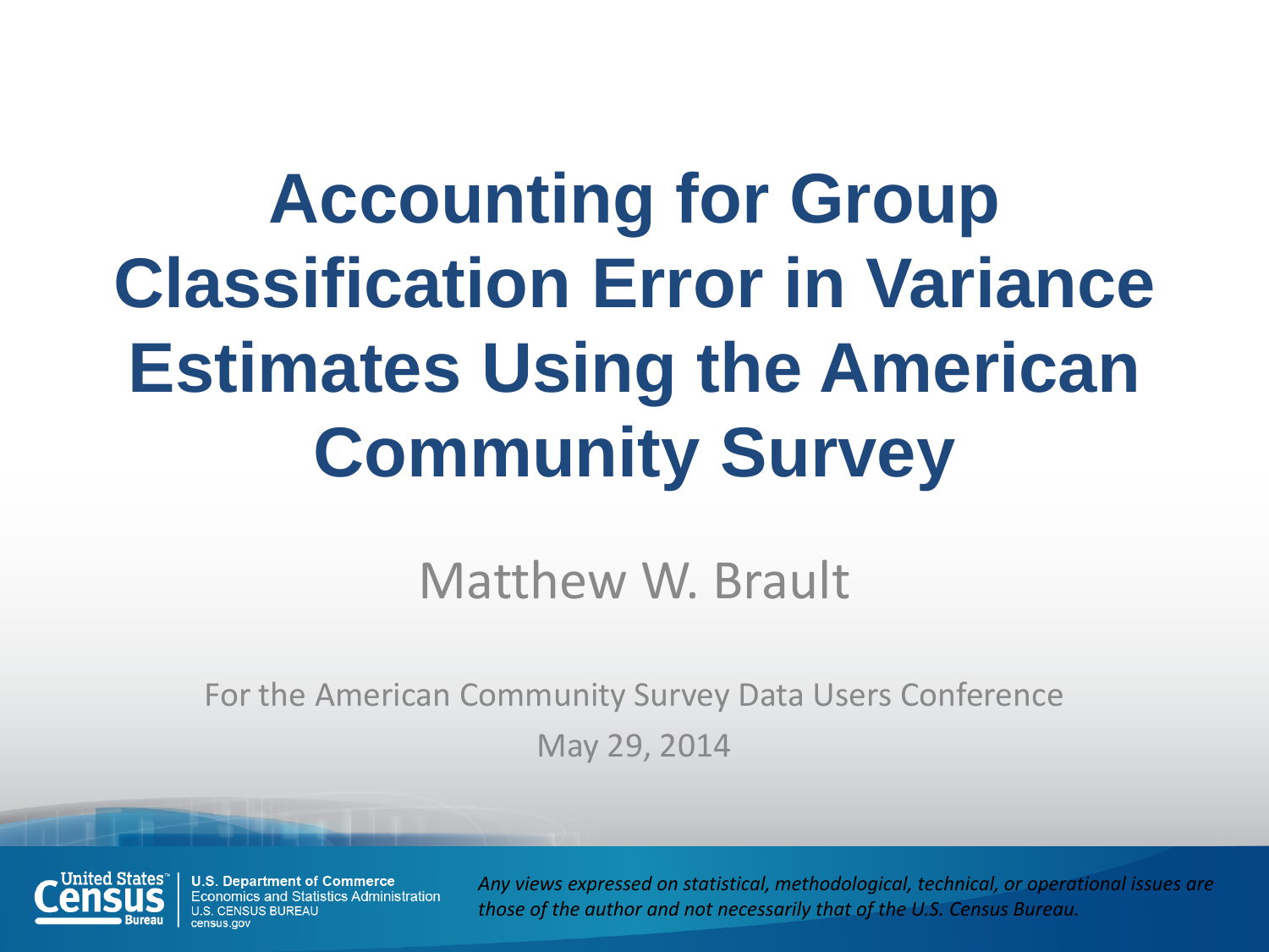# Accounting for Group Classification Error in Variance Estimates Using the American Community Survey

Matthew W. Brault

For the American Community Survey Data Users Conference

May 29, 2014

U.S. Department of Commerce
Economics and Statistics Administration
U.S. CENSUS BUREAU
census.gov

*Any views expressed on statistical, methodological, technical, or operational issues are those of the author and not necessarily that of the U.S. Census Bureau.*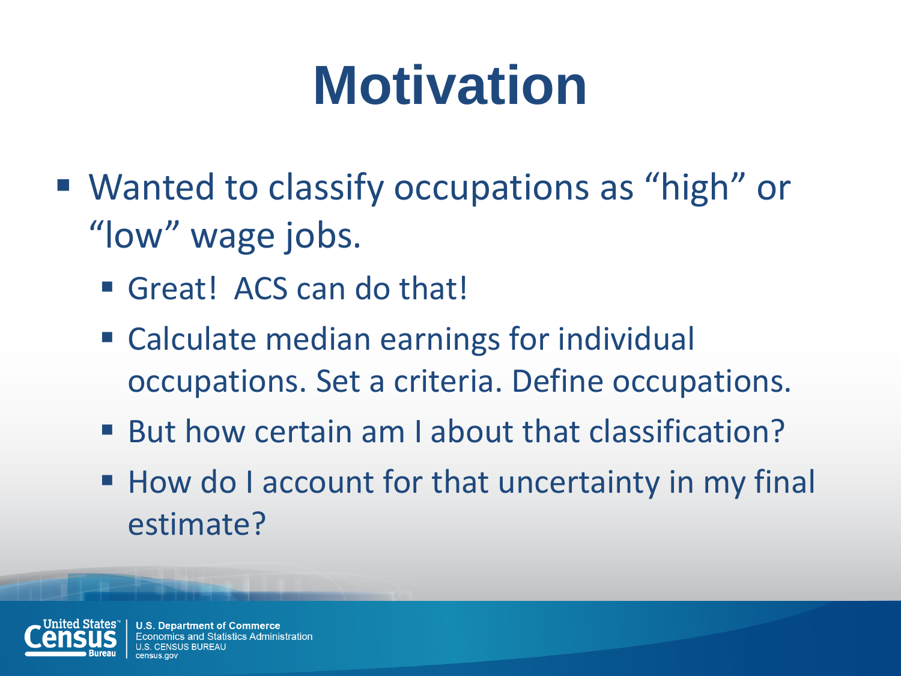# Motivation

- Wanted to classify occupations as “high” or “low” wage jobs.
  - Great!  ACS can do that!
  - Calculate median earnings for individual occupations. Set a criteria. Define occupations.
  - But how certain am I about that classification?
  - How do I account for that uncertainty in my final estimate?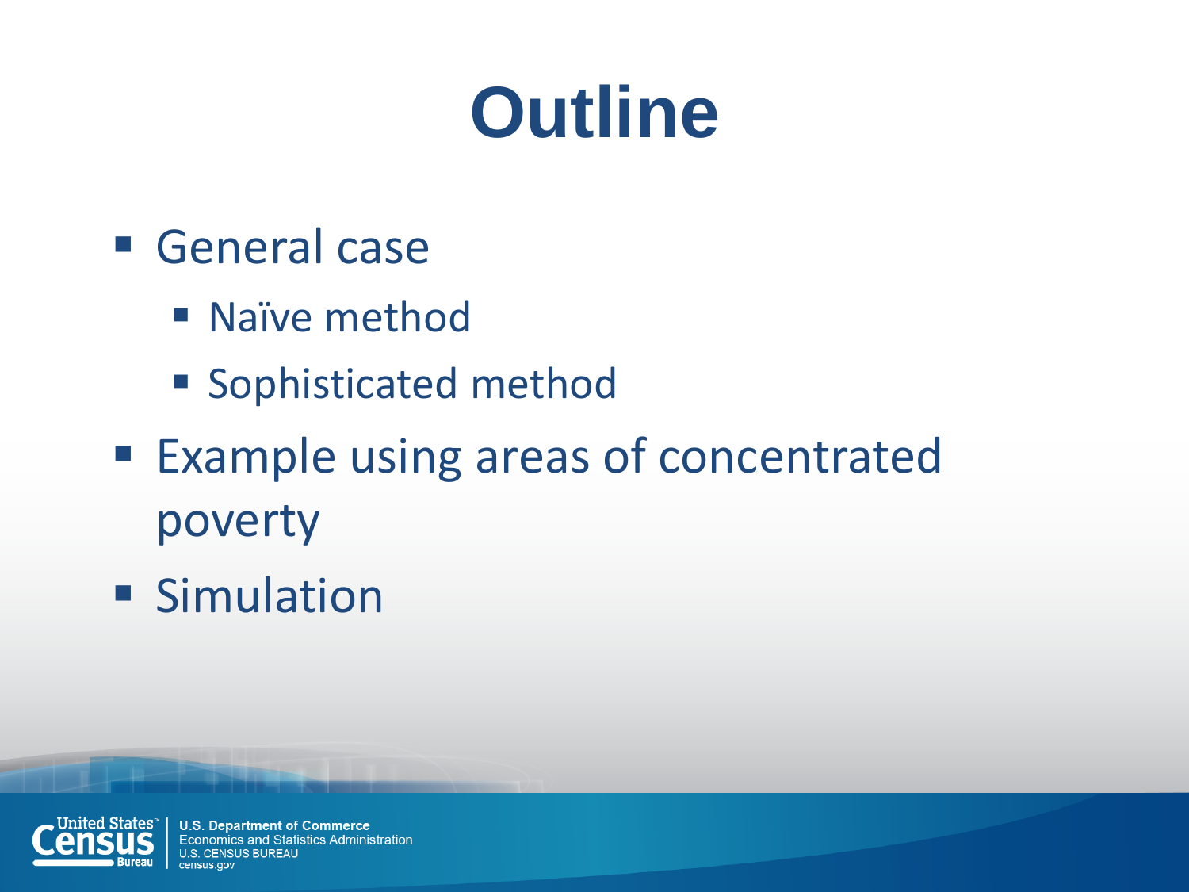# Outline

- General case
  - Naïve method
  - Sophisticated method
- Example using areas of concentrated poverty
- Simulation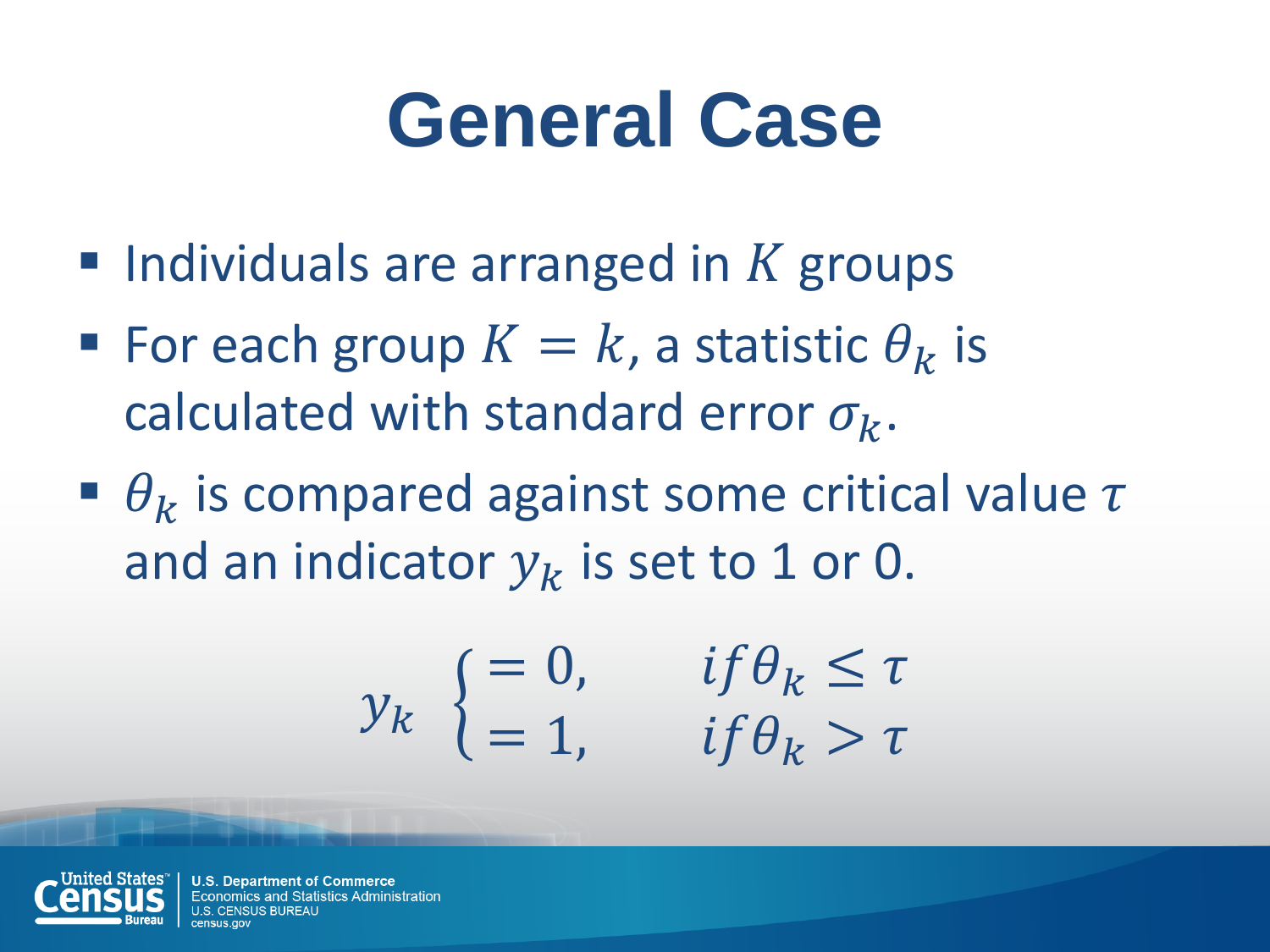# General Case

- Individuals are arranged in $K$ groups
- For each group $K = k$, a statistic $\theta_k$ is calculated with standard error $\sigma_k$.
- $\theta_k$ is compared against some critical value $\tau$ and an indicator $y_k$ is set to 1 or 0.

$$y_k \begin{cases} = 0, & if \theta_k \leq \tau \\ = 1, & if \theta_k > \tau \end{cases}$$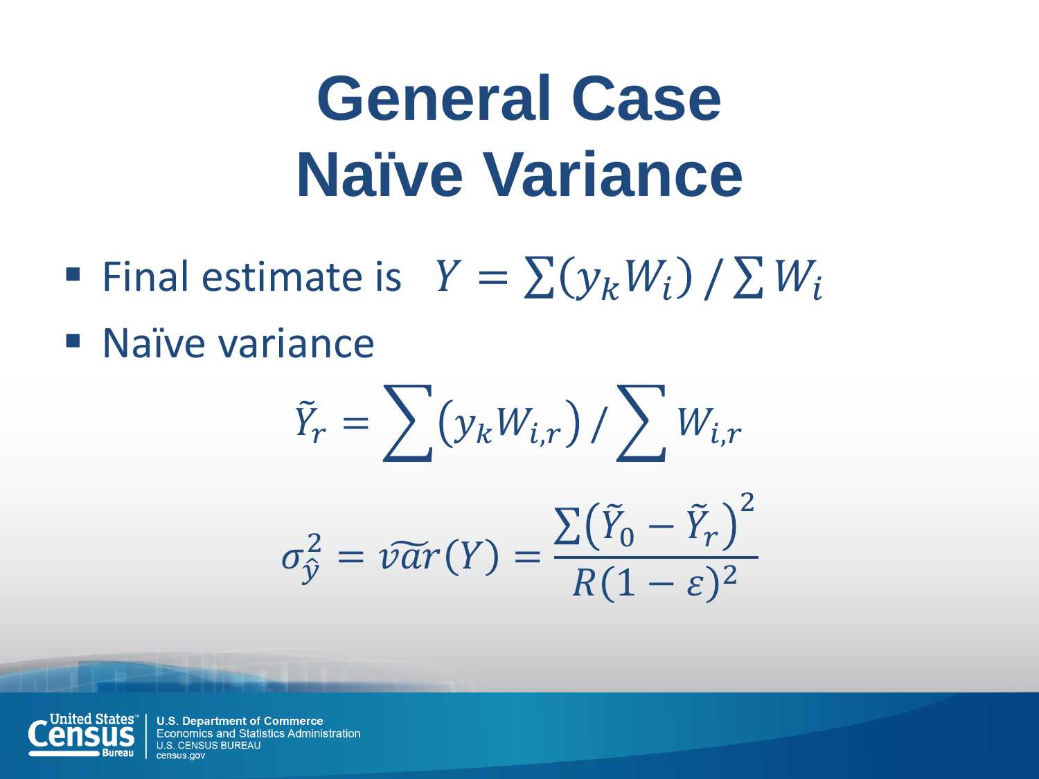# General Case
# Naïve Variance

- Final estimate is $Y = \sum(y_k W_i) \,/\, \sum W_i$
- Naïve variance

$$\tilde{Y}_r = \sum (y_k W_{i,r}) \,/\, \sum W_{i,r}$$

$$\sigma_{\hat{y}}^2 = \widehat{var}(Y) = \frac{\sum\left(\tilde{Y}_0 - \tilde{Y}_r\right)^2}{R(1-\varepsilon)^2}$$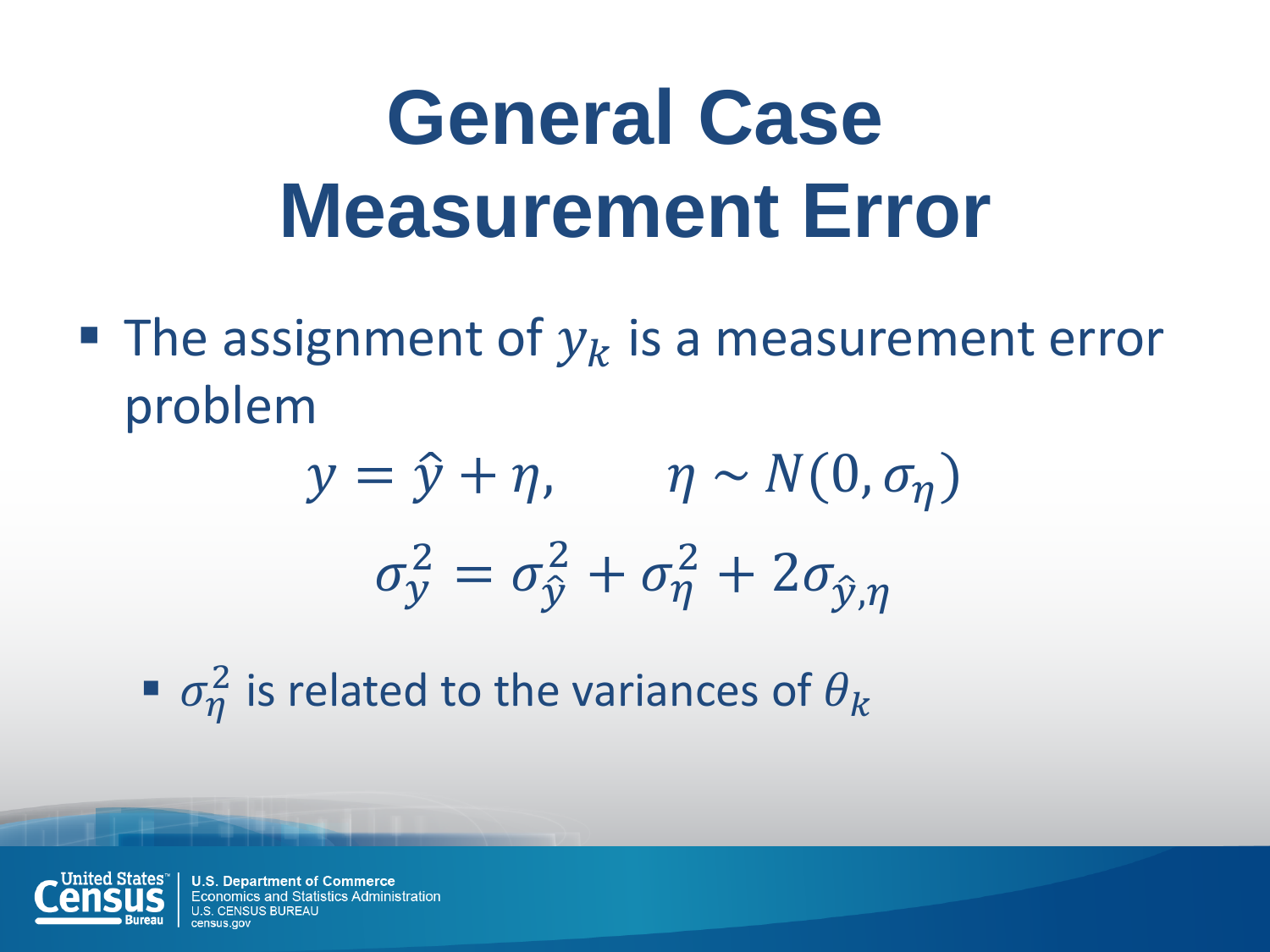# General Case Measurement Error

- The assignment of $y_k$ is a measurement error problem

$$y = \hat{y} + \eta, \qquad \eta \sim N(0, \sigma_\eta)$$

$$\sigma_y^2 = \sigma_{\hat{y}}^2 + \sigma_\eta^2 + 2\sigma_{\hat{y},\eta}$$

  - $\sigma_\eta^2$ is related to the variances of $\theta_k$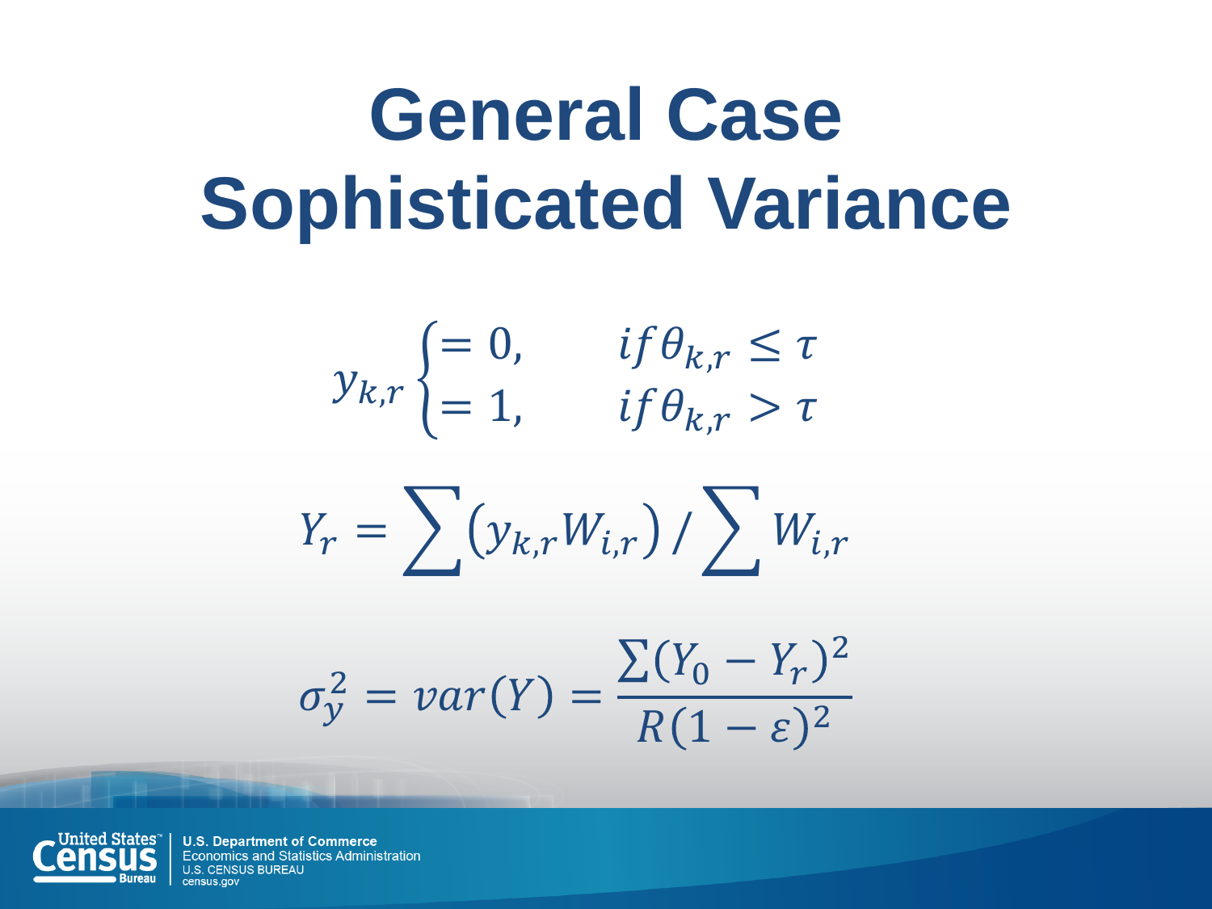# General Case
# Sophisticated Variance

$$y_{k,r}\begin{cases} = 0, & if\,\theta_{k,r} \leq \tau \\ = 1, & if\,\theta_{k,r} > \tau \end{cases}$$

$$Y_r = \sum \left(y_{k,r} W_{i,r}\right) / \sum W_{i,r}$$

$$\sigma_y^2 = var(Y) = \frac{\sum(Y_0 - Y_r)^2}{R(1-\varepsilon)^2}$$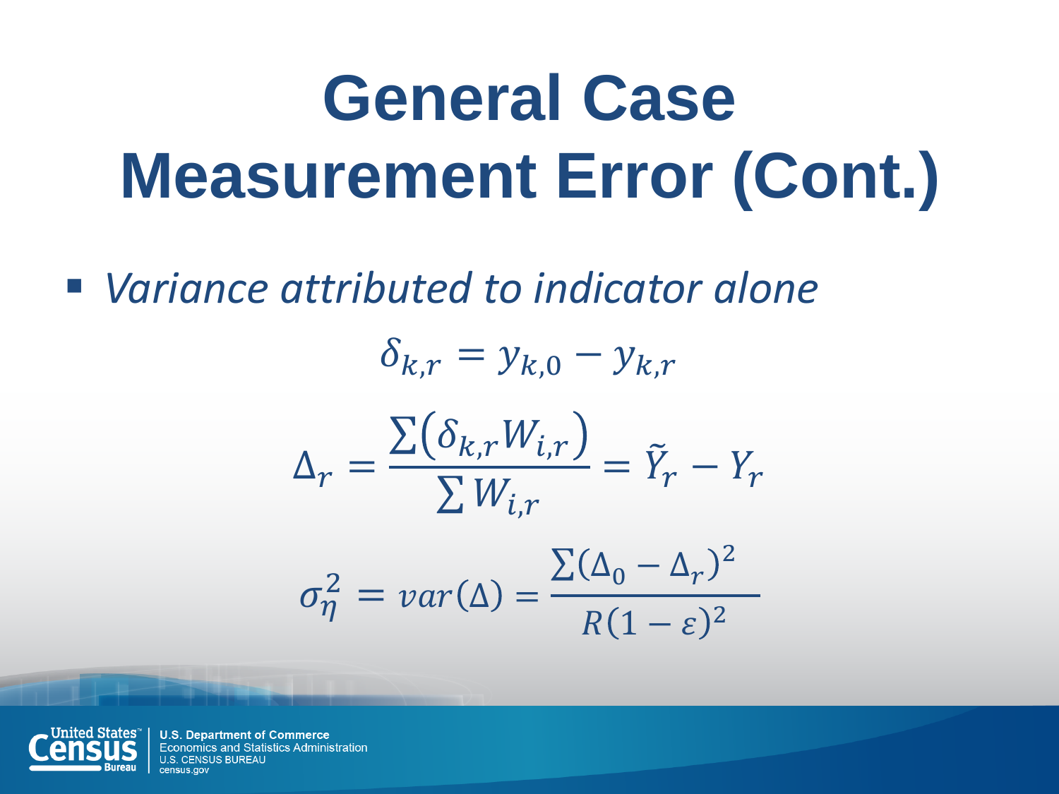# General Case Measurement Error (Cont.)

- *Variance attributed to indicator alone*

$$\delta_{k,r} = y_{k,0} - y_{k,r}$$

$$\Delta_r = \frac{\sum\left(\delta_{k,r} W_{i,r}\right)}{\sum W_{i,r}} = \tilde{Y}_r - Y_r$$

$$\sigma_\eta^2 = var(\Delta) = \frac{\sum(\Delta_0 - \Delta_r)^2}{R(1-\varepsilon)^2}$$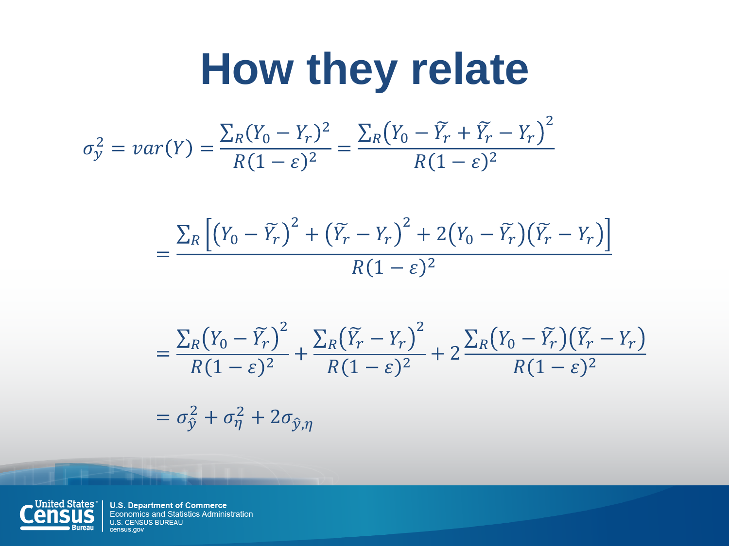# How they relate

$$\sigma_y^2 = var(Y) = \frac{\sum_R (Y_0 - Y_r)^2}{R(1-\varepsilon)^2} = \frac{\sum_R \left(Y_0 - \widetilde{Y_r} + \widetilde{Y_r} - Y_r\right)^2}{R(1-\varepsilon)^2}$$

$$= \frac{\sum_R \left[\left(Y_0 - \widetilde{Y_r}\right)^2 + \left(\widetilde{Y_r} - Y_r\right)^2 + 2\left(Y_0 - \widetilde{Y_r}\right)\left(\widetilde{Y_r} - Y_r\right)\right]}{R(1-\varepsilon)^2}$$

$$= \frac{\sum_R \left(Y_0 - \widetilde{Y_r}\right)^2}{R(1-\varepsilon)^2} + \frac{\sum_R \left(\widetilde{Y_r} - Y_r\right)^2}{R(1-\varepsilon)^2} + 2\frac{\sum_R \left(Y_0 - \widetilde{Y_r}\right)\left(\widetilde{Y_r} - Y_r\right)}{R(1-\varepsilon)^2}$$

$$= \sigma_{\hat{y}}^2 + \sigma_\eta^2 + 2\sigma_{\hat{y},\eta}$$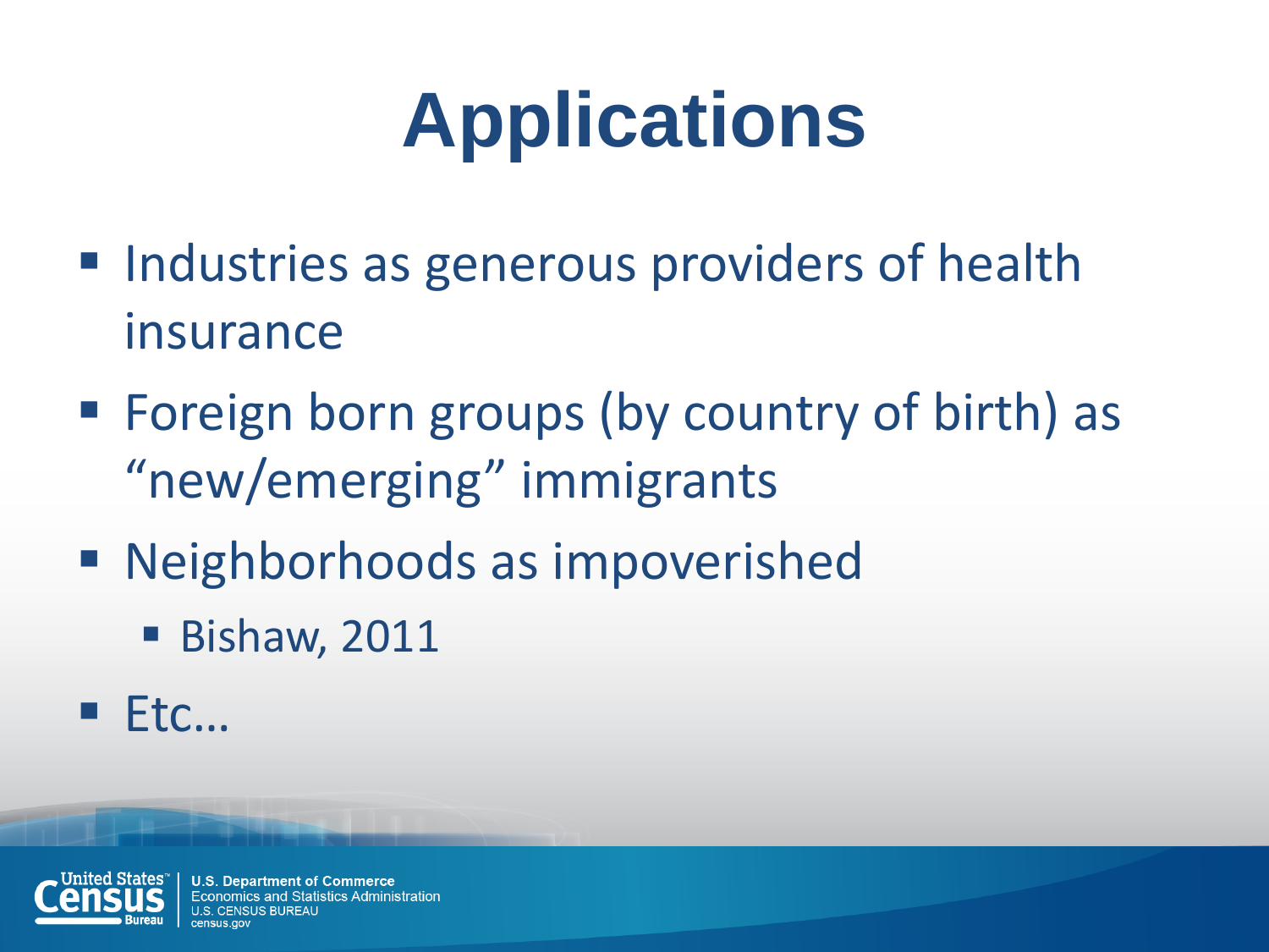# Applications

- Industries as generous providers of health insurance
- Foreign born groups (by country of birth) as "new/emerging" immigrants
- Neighborhoods as impoverished
  - Bishaw, 2011
- Etc…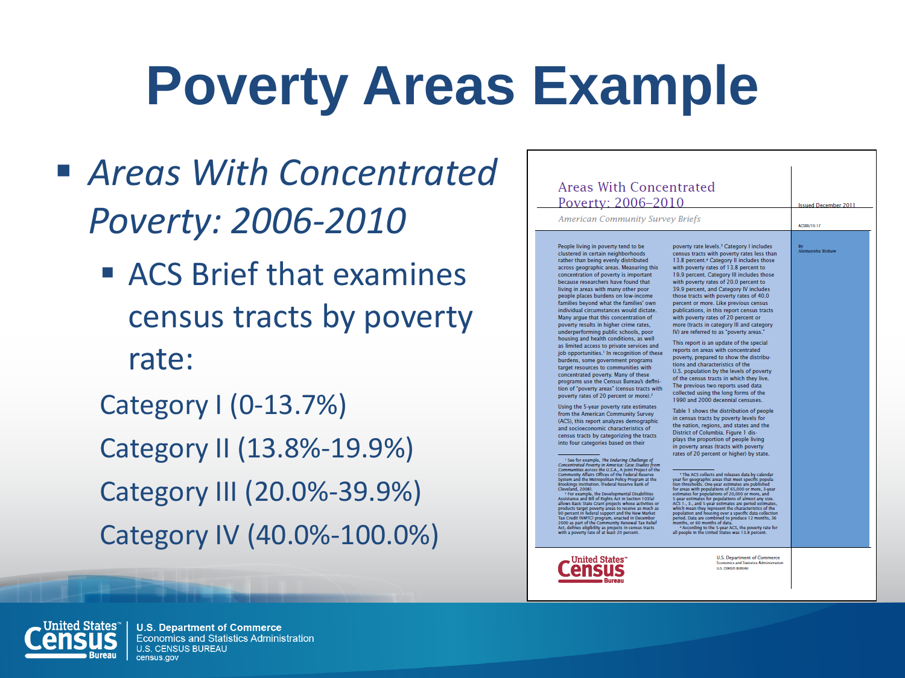# Poverty Areas Example

- *Areas With Concentrated Poverty: 2006-2010*
  - ACS Brief that examines census tracts by poverty rate:

  Category I (0-13.7%)

  Category II (13.8%-19.9%)

  Category III (20.0%-39.9%)

  Category IV (40.0%-100.0%)

Areas With Concentrated Poverty: 2006–2010

American Community Survey Briefs

Issued December 2011

ACSBR/10-17

By Alemayehu Bishaw

People living in poverty tend to be clustered in certain neighborhoods rather than being evenly distributed across geographic areas. Measuring this concentration of poverty is important because researchers have found that living in areas with many other poor people places burdens on low-income families beyond what the families' own individual circumstances would dictate. Many argue that this concentration of poverty results in higher crime rates, underperforming public schools, poor housing and health conditions, as well as limited access to private services and job opportunities.[1] In recognition of these burdens, some government programs target resources to communities with concentrated poverty. Many of these programs use the Census Bureau's definition of "poverty areas" (census tracts with poverty rates of 20 percent or more).[2]

Using the 5-year poverty rate estimates from the American Community Survey (ACS), this report analyzes demographic and socioeconomic characteristics of census tracts by categorizing the tracts into four categories based on their poverty rate levels.[3] Category I includes census tracts with poverty rates less than 13.8 percent.[4] Category II includes those with poverty rates of 13.8 percent to 19.9 percent. Category III includes those with poverty rates of 20.0 percent to 39.9 percent, and Category IV includes those tracts with poverty rates of 40.0 percent or more. Like previous census publications, in this report census tracts with poverty rates of 20 percent or more (tracts in category III and category IV) are referred to as "poverty areas."

This report is an update of the special reports on areas with concentrated poverty, prepared to show the distributions and characteristics of the U.S. population by the levels of poverty of the census tracts in which they live. The previous two reports used data collected using the long forms of the 1990 and 2000 decennial censuses.

Table 1 shows the distribution of people in census tracts by poverty levels for the nation, regions, and states and the District of Columbia. Figure 1 displays the proportion of people living in poverty areas (tracts with poverty rates of 20 percent or higher) by state.

[1] See for example, *The Enduring Challenge of Concentrated Poverty in America: Case Studies from Communities across the U.S.A.*, A Joint Project of the Community Affairs Offices of the Federal Reserve System and the Metropolitan Policy Program at the Brookings Institution. (Federal Reserve Bank of Cleveland, 2008).

[2] For example, the Developmental Disabilities Assistance and Bill of Rights Act in Section 103(a) allows Basic State Grant projects whose activities or products target poverty areas to receive as much as 90 percent in federal support and the New Market Tax Credit (NMTC) program, enacted in December 2000 as part of the Community Renewal Tax Relief Act, defines eligibility as projects in census tracts with a poverty rate of at least 20 percent.

[3] The ACS collects and releases data by calendar year for geographic areas that meet specific population thresholds. One-year estimates are published for areas with populations of 65,000 or more, 3-year estimates for populations of 20,000 or more, and 5-year estimates for populations of almost any size. ACS 1-, 3-, and 5-year estimates are period estimates, which mean they represent the characteristics of the population and housing over a specific data collection period. Data are combined to produce 12 months, 36 months, or 60 months of data.

[4] According to the 5-year ACS, the poverty rate for all people in the United States was 13.8 percent.

United States Census Bureau

U.S. Department of Commerce
Economics and Statistics Administration
U.S. CENSUS BUREAU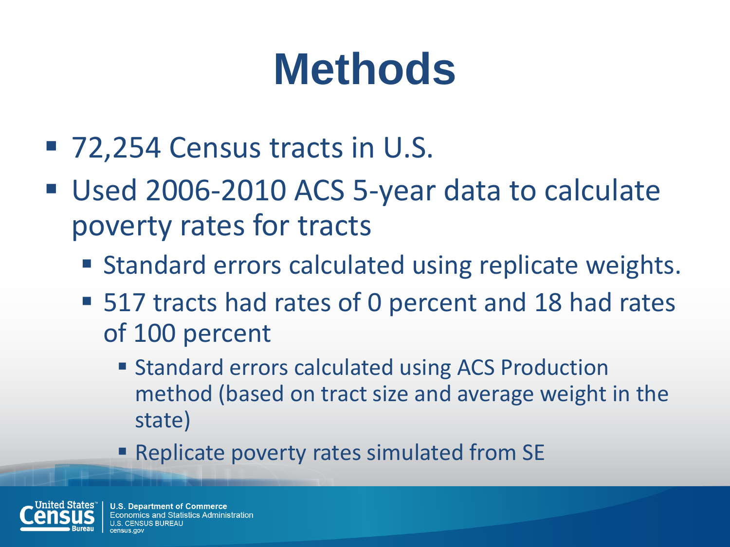# Methods

- 72,254 Census tracts in U.S.
- Used 2006-2010 ACS 5-year data to calculate poverty rates for tracts
  - Standard errors calculated using replicate weights.
  - 517 tracts had rates of 0 percent and 18 had rates of 100 percent
    - Standard errors calculated using ACS Production method (based on tract size and average weight in the state)
    - Replicate poverty rates simulated from SE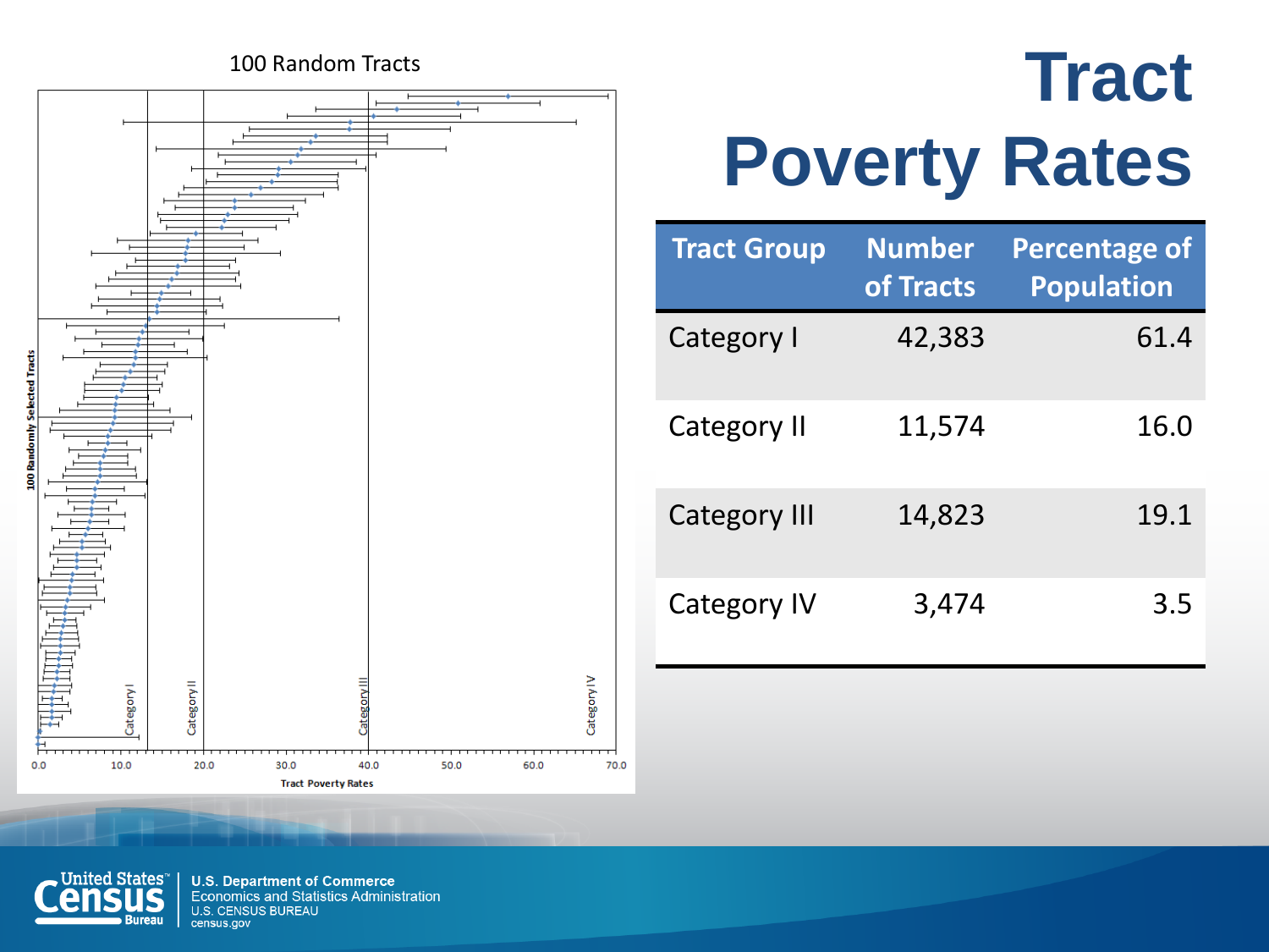# Tract Poverty Rates

| Tract Group | Number of Tracts | Percentage of Population |
|---|---|---|
| Category I | 42,383 | 61.4 |
| Category II | 11,574 | 16.0 |
| Category III | 14,823 | 19.1 |
| Category IV | 3,474 | 3.5 |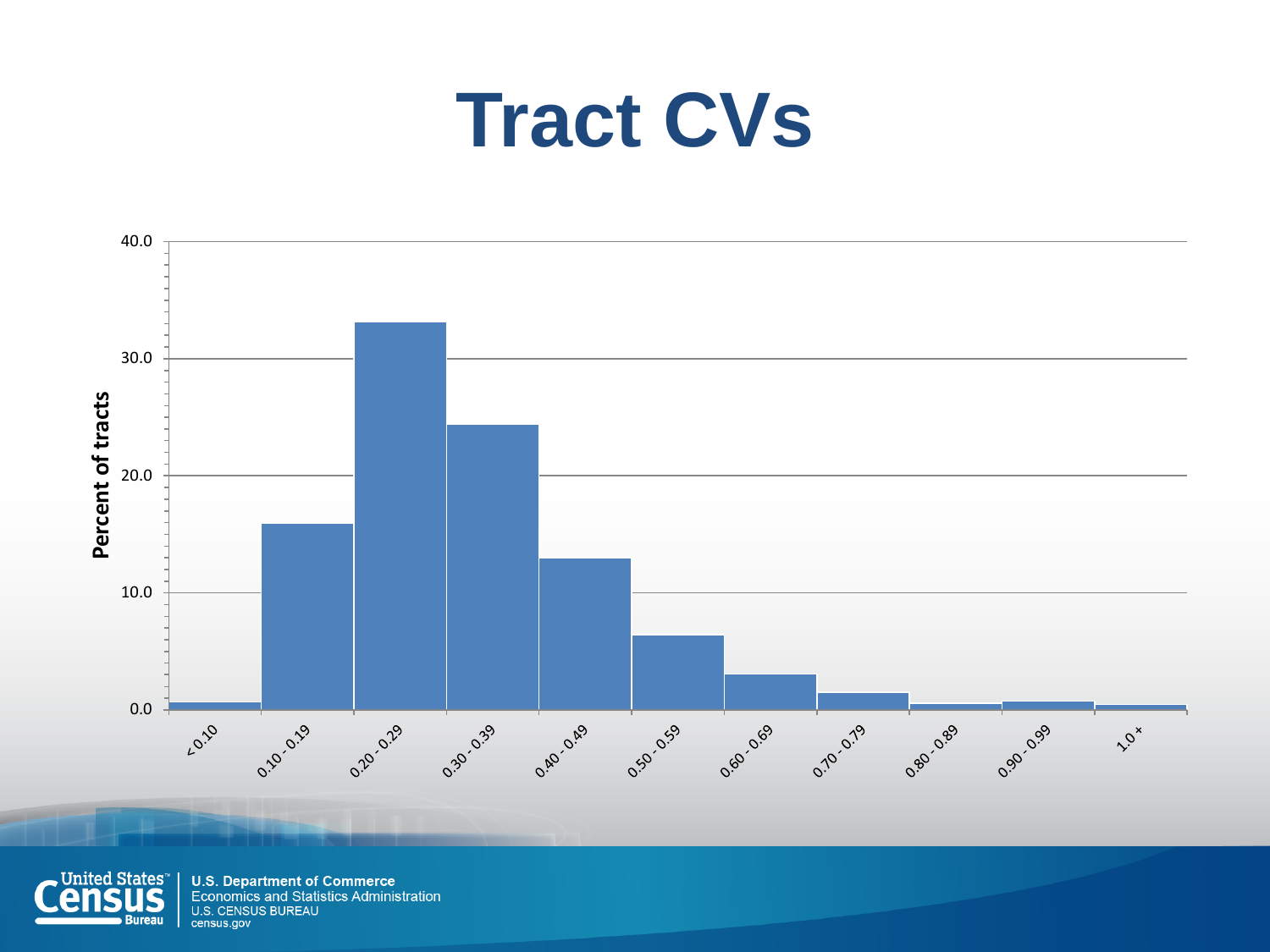# Tract CVs

Percent of tracts

40.0
30.0
20.0
10.0
0.0

< 0.10, 0.10 - 0.19, 0.20 - 0.29, 0.30 - 0.39, 0.40 - 0.49, 0.50 - 0.59, 0.60 - 0.69, 0.70 - 0.79, 0.80 - 0.89, 0.90 - 0.99, 1.0 +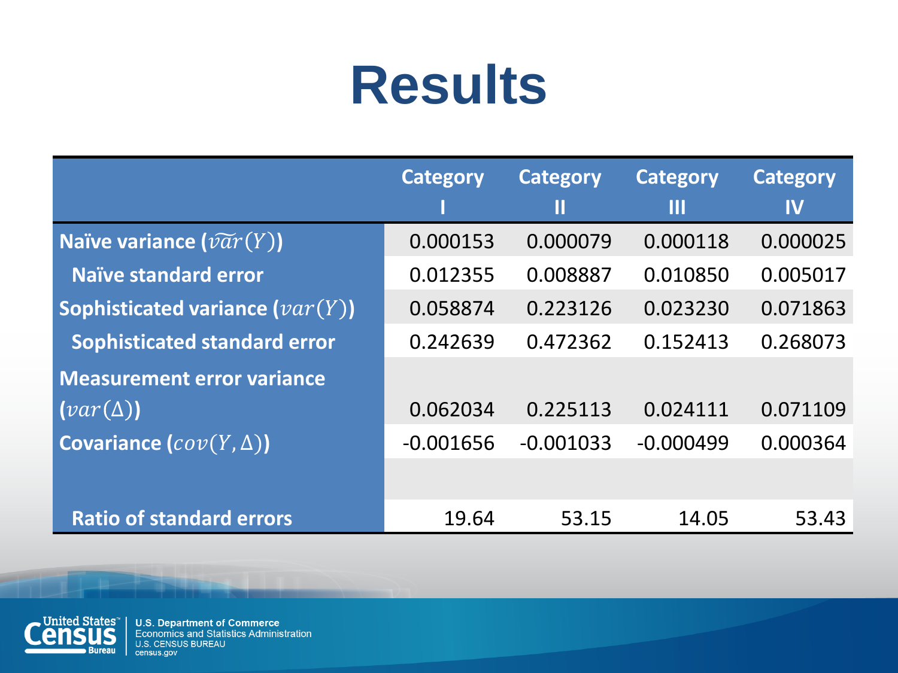# Results

| | Category I | Category II | Category III | Category IV |
|---|---|---|---|---|
| **Naïve variance ($\widetilde{var}(Y)$)** | 0.000153 | 0.000079 | 0.000118 | 0.000025 |
| **Naïve standard error** | 0.012355 | 0.008887 | 0.010850 | 0.005017 |
| **Sophisticated variance ($var(Y)$)** | 0.058874 | 0.223126 | 0.023230 | 0.071863 |
| **Sophisticated standard error** | 0.242639 | 0.472362 | 0.152413 | 0.268073 |
| **Measurement error variance ($var(\Delta)$)** | 0.062034 | 0.225113 | 0.024111 | 0.071109 |
| **Covariance ($cov(Y, \Delta)$)** | -0.001656 | -0.001033 | -0.000499 | 0.000364 |
| | | | | |
| **Ratio of standard errors** | 19.64 | 53.15 | 14.05 | 53.43 |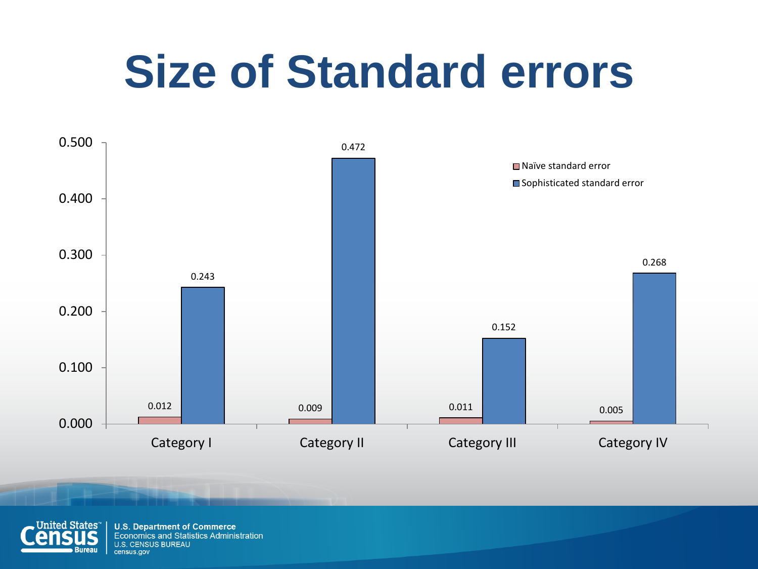# Size of Standard errors

| | Naïve standard error | Sophisticated standard error |
|---|---|---|
| Category I | 0.012 | 0.243 |
| Category II | 0.009 | 0.472 |
| Category III | 0.011 | 0.152 |
| Category IV | 0.005 | 0.268 |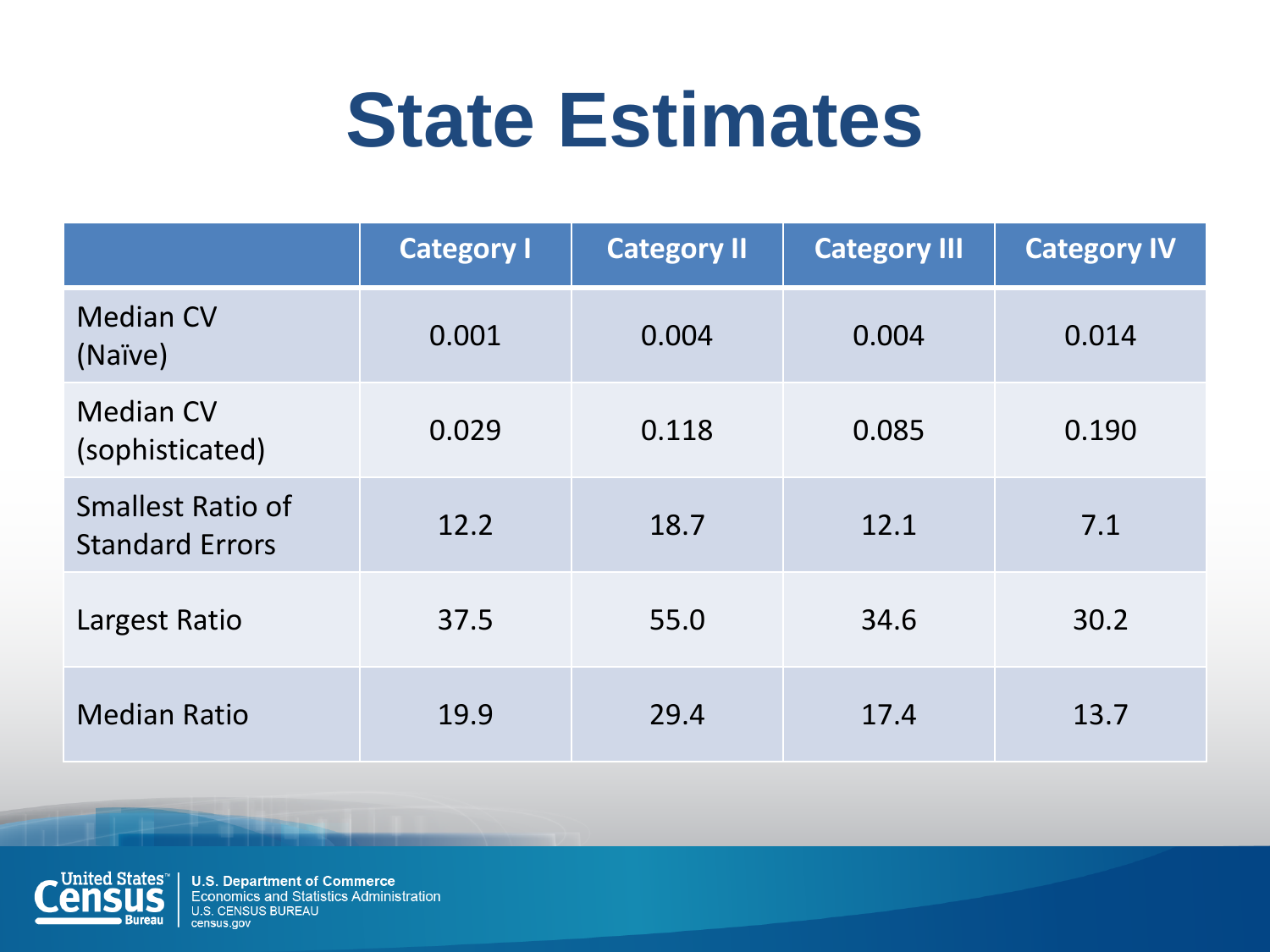# State Estimates

| | Category I | Category II | Category III | Category IV |
|---|---|---|---|---|
| Median CV (Naïve) | 0.001 | 0.004 | 0.004 | 0.014 |
| Median CV (sophisticated) | 0.029 | 0.118 | 0.085 | 0.190 |
| Smallest Ratio of Standard Errors | 12.2 | 18.7 | 12.1 | 7.1 |
| Largest Ratio | 37.5 | 55.0 | 34.6 | 30.2 |
| Median Ratio | 19.9 | 29.4 | 17.4 | 13.7 |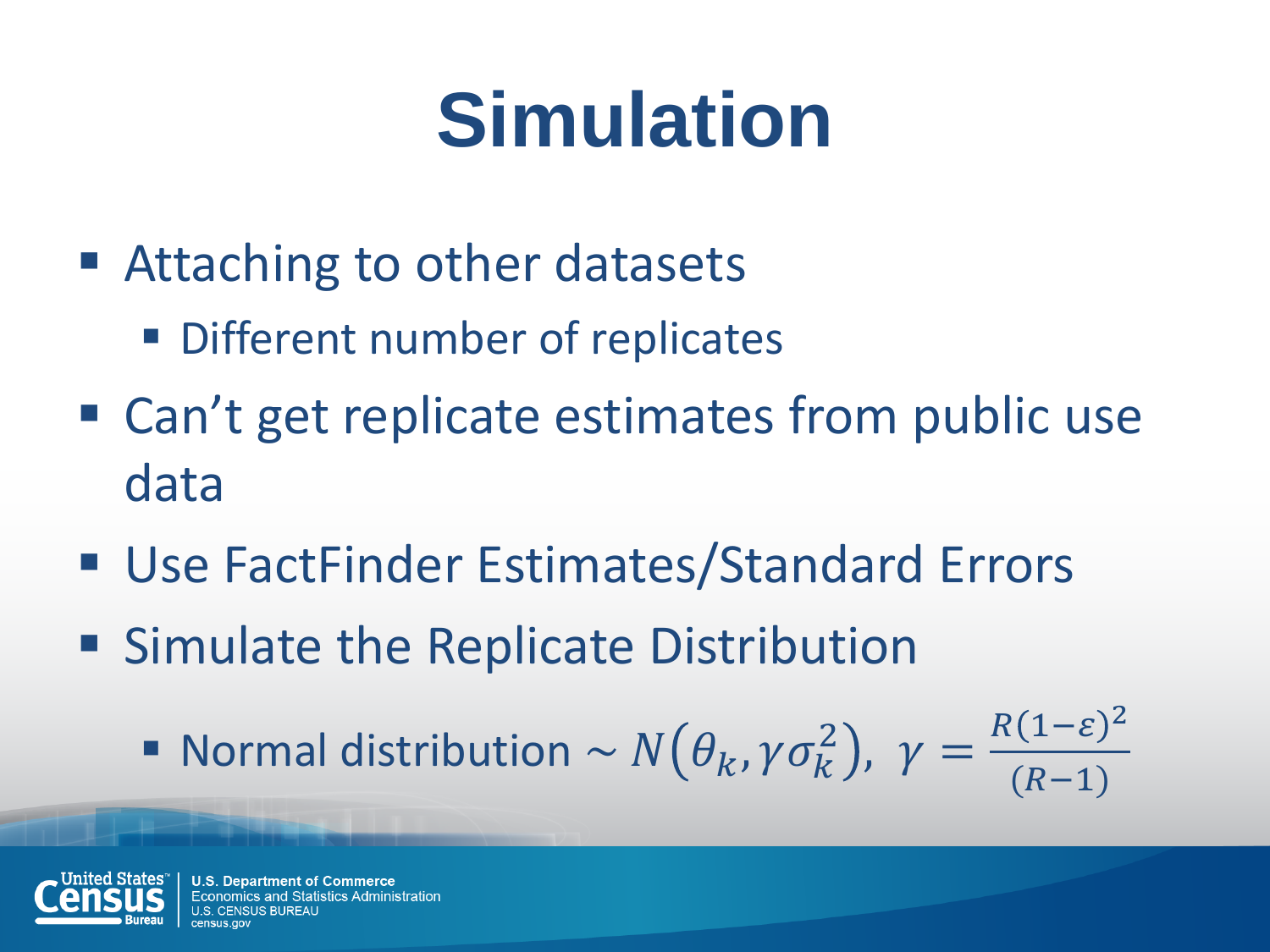# Simulation

- Attaching to other datasets
  - Different number of replicates
- Can't get replicate estimates from public use data
- Use FactFinder Estimates/Standard Errors
- Simulate the Replicate Distribution
  - Normal distribution $\sim N\left(\theta_k, \gamma\sigma_k^2\right),\ \gamma = \frac{R(1-\varepsilon)^2}{(R-1)}$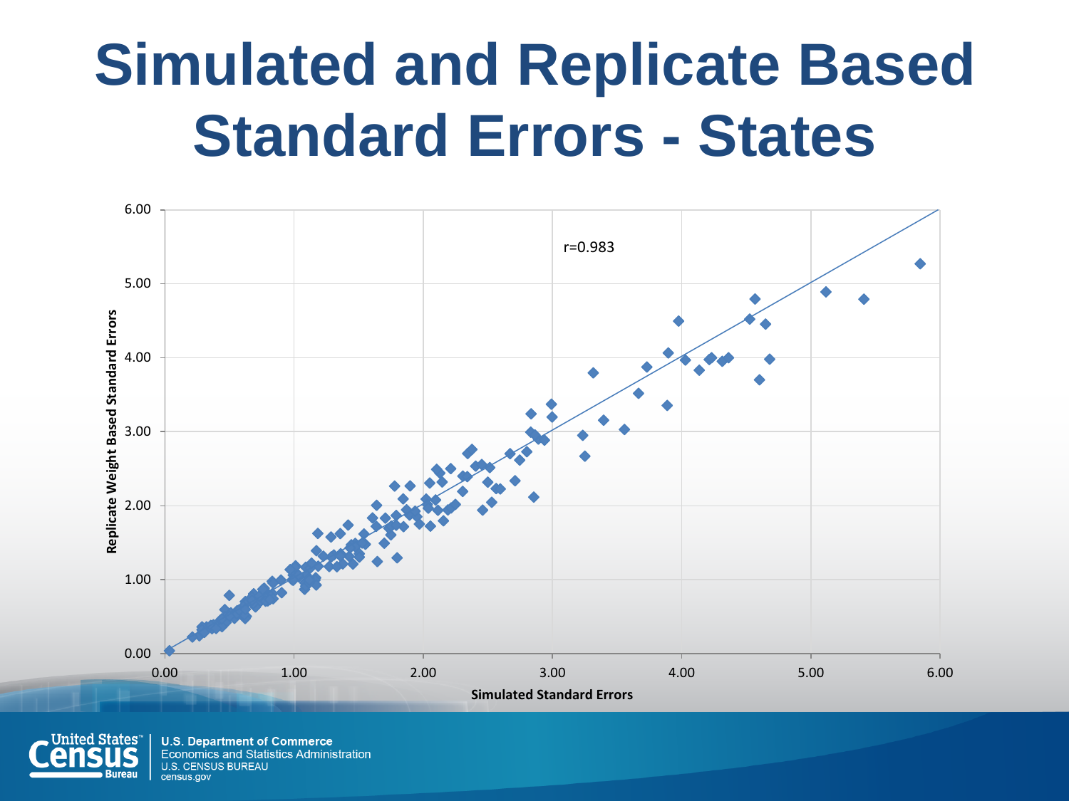# Simulated and Replicate Based Standard Errors - States

r=0.983

Replicate Weight Based Standard Errors

Simulated Standard Errors

0.00 1.00 2.00 3.00 4.00 5.00 6.00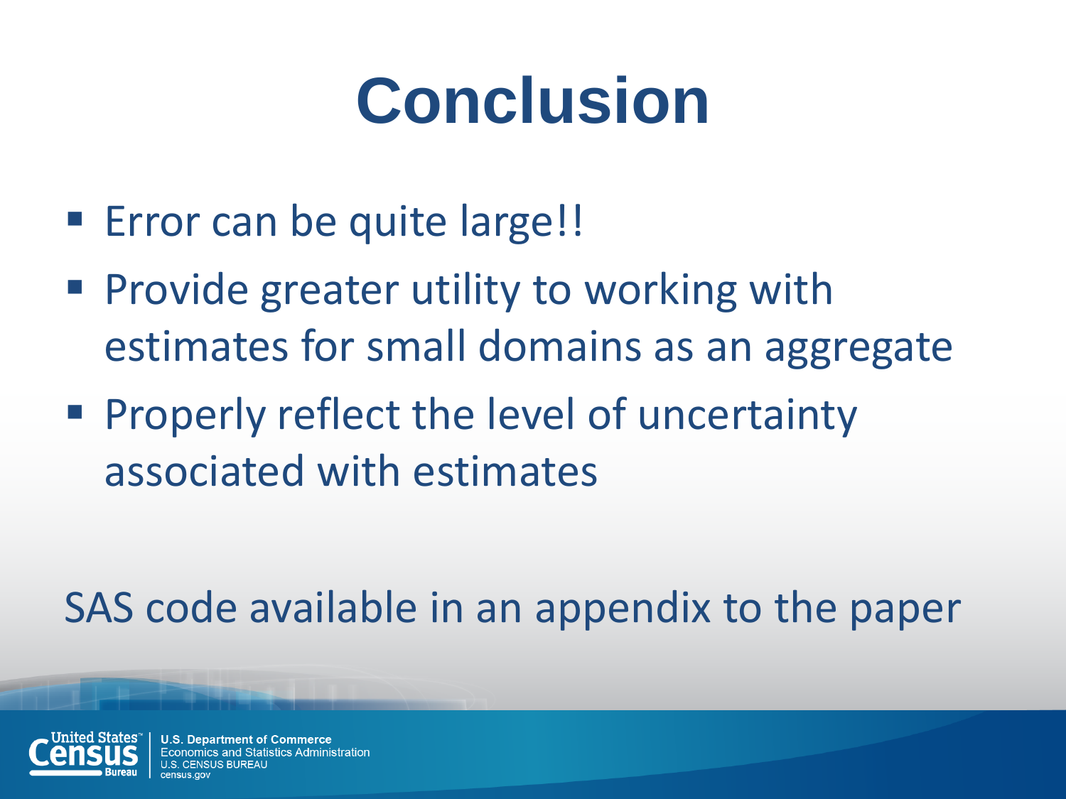# Conclusion

- Error can be quite large!!
- Provide greater utility to working with estimates for small domains as an aggregate
- Properly reflect the level of uncertainty associated with estimates

SAS code available in an appendix to the paper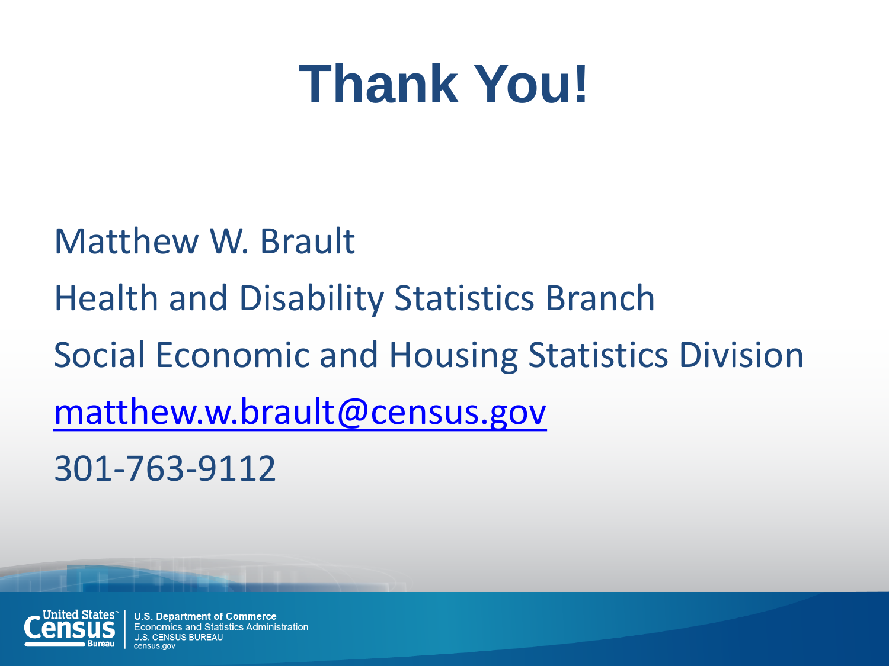# Thank You!

Matthew W. Brault

Health and Disability Statistics Branch

Social Economic and Housing Statistics Division

matthew.w.brault@census.gov

301-763-9112